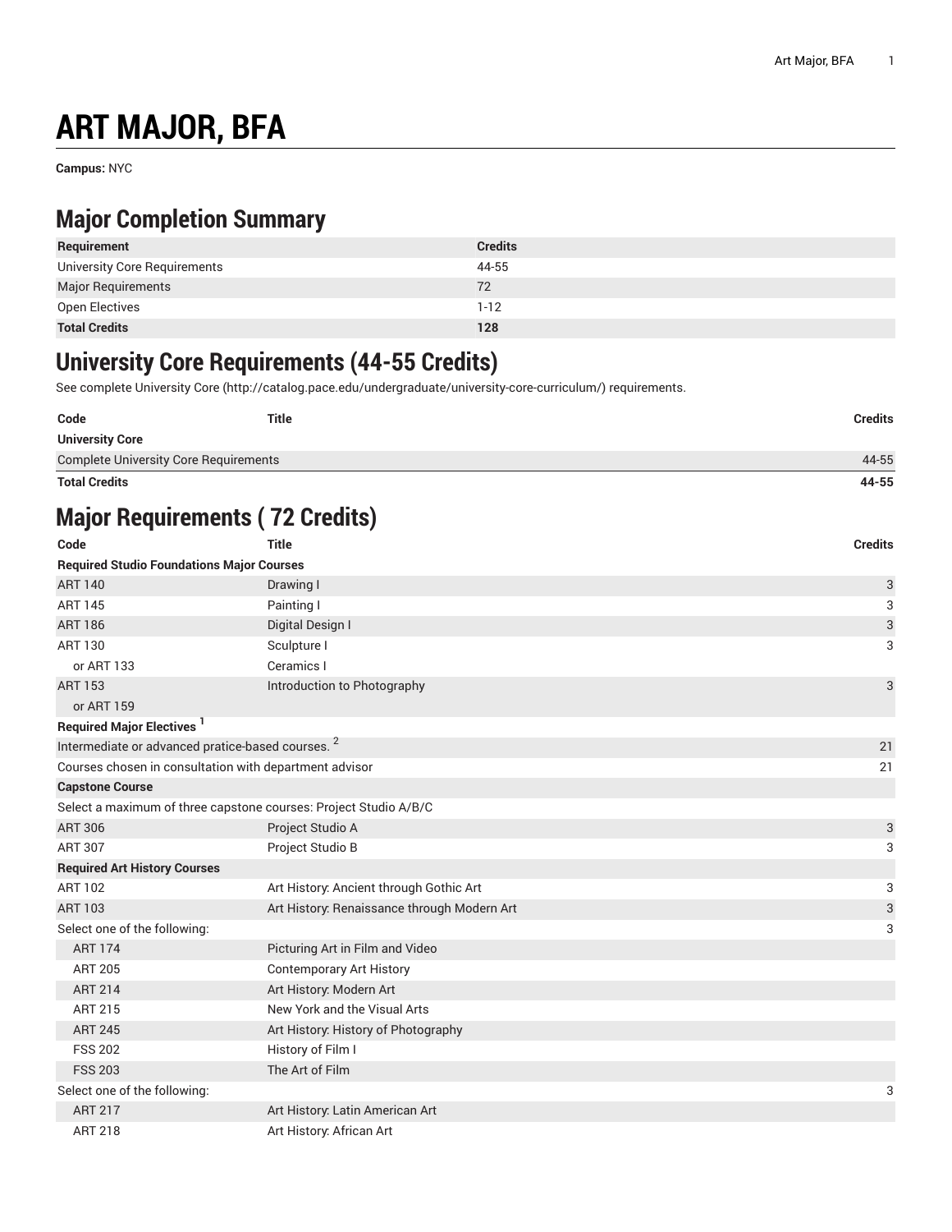# ART MAJOR, BFA

**Campus:** NYC

## Major Completion Summary

| Requirement | Credits |
|---|---|
| University Core Requirements | 44-55 |
| Major Requirements | 72 |
| Open Electives | 1-12 |
| **Total Credits** | **128** |

## University Core Requirements (44-55 Credits)

See complete University Core (http://catalog.pace.edu/undergraduate/university-core-curriculum/) requirements.

| Code | Title | Credits |
|---|---|---|
| **University Core** | | |
| Complete University Core Requirements | | 44-55 |
| **Total Credits** | | **44-55** |

## Major Requirements ( 72 Credits)

| Code | Title | Credits |
|---|---|---|
| **Required Studio Foundations Major Courses** | | |
| ART 140 | Drawing I | 3 |
| ART 145 | Painting I | 3 |
| ART 186 | Digital Design I | 3 |
| ART 130 | Sculpture I | 3 |
| or ART 133 | Ceramics I | |
| ART 153 | Introduction to Photography | 3 |
| or ART 159 | | |
| **Required Major Electives** [1] | | |
| Intermediate or advanced pratice-based courses. [2] | | 21 |
| Courses chosen in consultation with department advisor | | 21 |
| **Capstone Course** | | |
| Select a maximum of three capstone courses: Project Studio A/B/C | | |
| ART 306 | Project Studio A | 3 |
| ART 307 | Project Studio B | 3 |
| **Required Art History Courses** | | |
| ART 102 | Art History: Ancient through Gothic Art | 3 |
| ART 103 | Art History: Renaissance through Modern Art | 3 |
| Select one of the following: | | 3 |
| ART 174 | Picturing Art in Film and Video | |
| ART 205 | Contemporary Art History | |
| ART 214 | Art History: Modern Art | |
| ART 215 | New York and the Visual Arts | |
| ART 245 | Art History: History of Photography | |
| FSS 202 | History of Film I | |
| FSS 203 | The Art of Film | |
| Select one of the following: | | 3 |
| ART 217 | Art History: Latin American Art | |
| ART 218 | Art History: African Art | |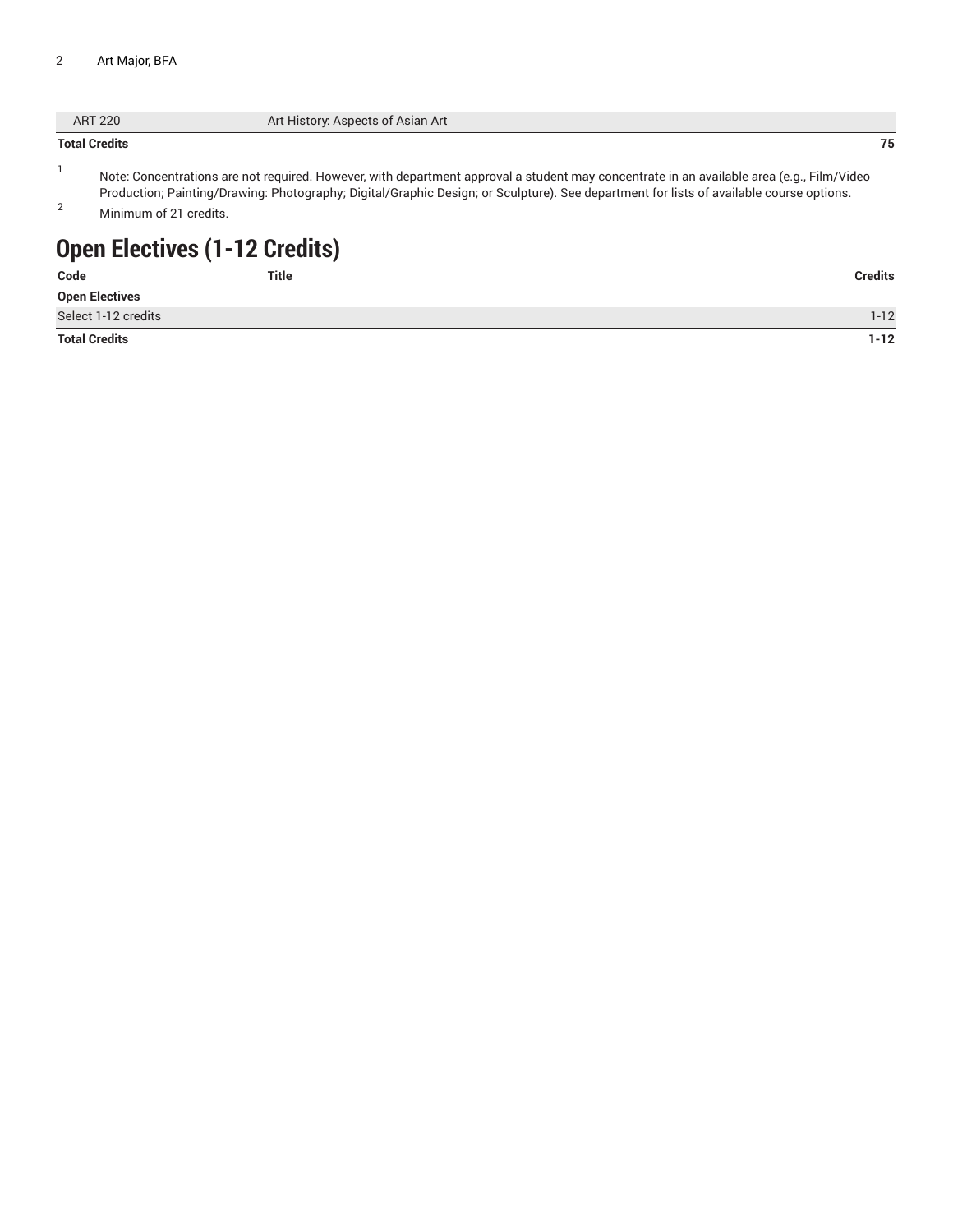| | | |
|---|---|---|
| ART 220 | Art History: Aspects of Asian Art | |
| **Total Credits** | | **75** |

[1] Note: Concentrations are not required. However, with department approval a student may concentrate in an available area (e.g., Film/Video Production; Painting/Drawing: Photography; Digital/Graphic Design; or Sculpture). See department for lists of available course options.

[2] Minimum of 21 credits.

# Open Electives (1-12 Credits)

| Code | Title | Credits |
|---|---|---|
| **Open Electives** | | |
| Select 1-12 credits | | 1-12 |
| **Total Credits** | | **1-12** |